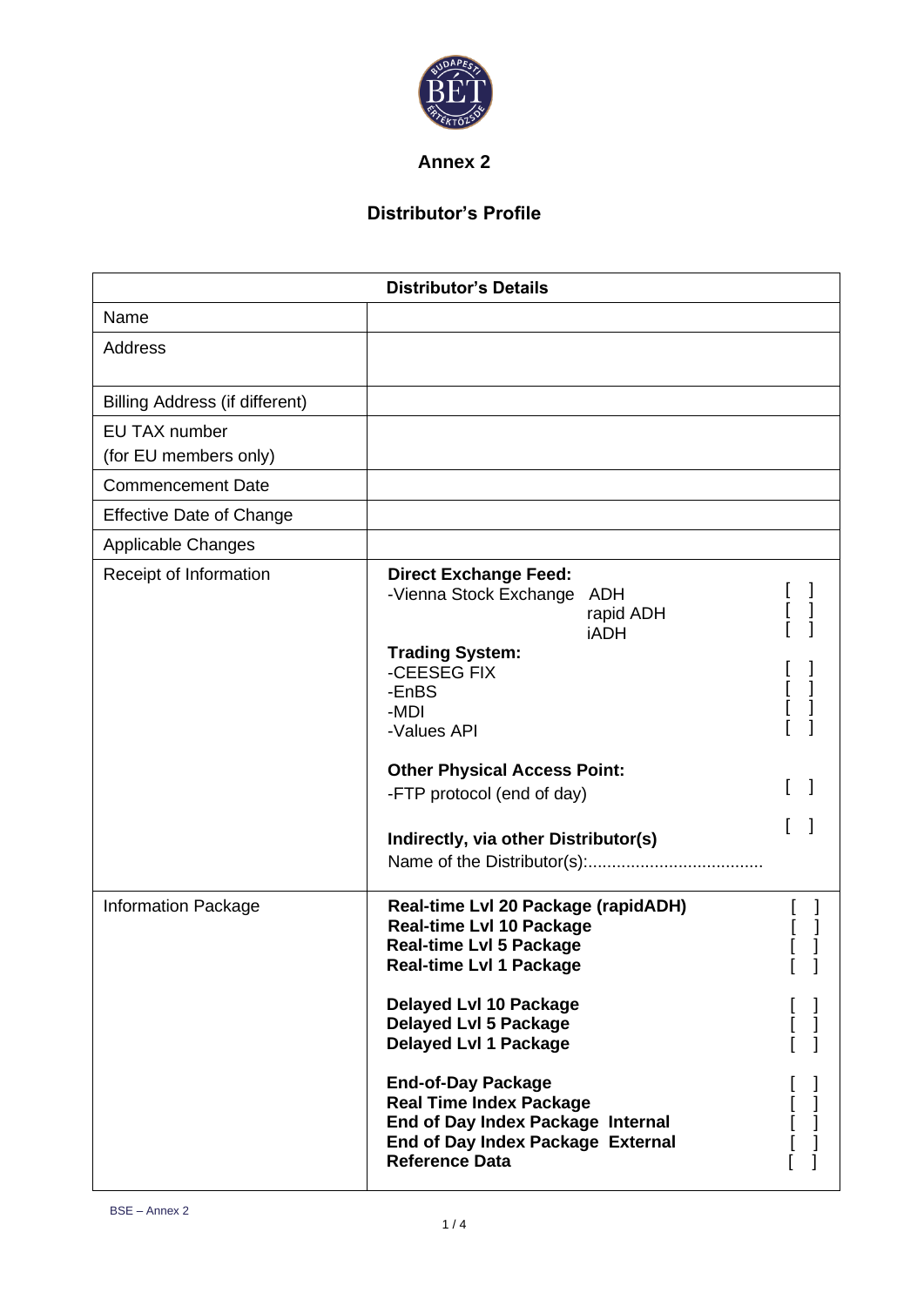# Annex 2

## Distributor's Profile

| Distributor's Details | |
|---|---|
| Name | |
| Address | |
| Billing Address (if different) | |
| EU TAX number (for EU members only) | |
| Commencement Date | |
| Effective Date of Change | |
| Applicable Changes | |
| Receipt of Information | **Direct Exchange Feed:**<br>-Vienna Stock Exchange ADH [ ]<br>rapid ADH [ ]<br>iADH [ ]<br>**Trading System:**<br>-CEESEG FIX [ ]<br>-EnBS [ ]<br>-MDI [ ]<br>-Values API [ ]<br><br>**Other Physical Access Point:**<br>-FTP protocol (end of day) [ ]<br><br>**Indirectly, via other Distributor(s)** [ ]<br>Name of the Distributor(s):..................................... |
| Information Package | **Real-time Lvl 20 Package (rapidADH)** [ ]<br>**Real-time Lvl 10 Package** [ ]<br>**Real-time Lvl 5 Package** [ ]<br>**Real-time Lvl 1 Package** [ ]<br><br>**Delayed Lvl 10 Package** [ ]<br>**Delayed Lvl 5 Package** [ ]<br>**Delayed Lvl 1 Package** [ ]<br><br>**End-of-Day Package** [ ]<br>**Real Time Index Package** [ ]<br>**End of Day Index Package Internal** [ ]<br>**End of Day Index Package External** [ ]<br>**Reference Data** [ ] |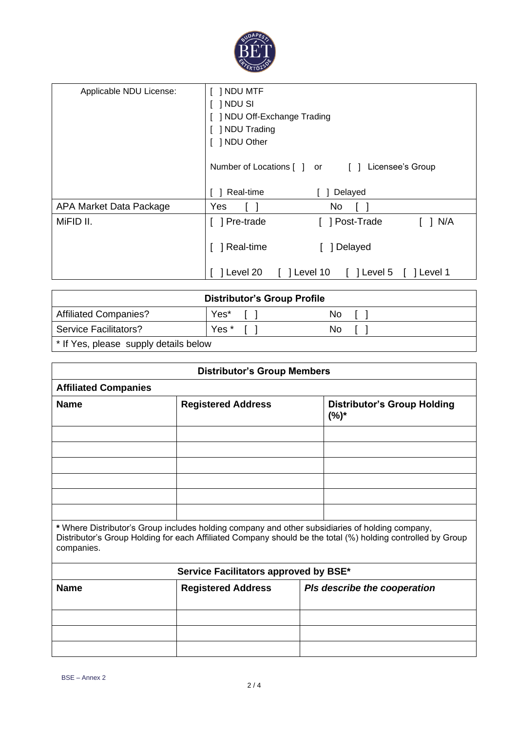| Applicable NDU License: | [ ] NDU MTF<br>[ ] NDU SI<br>[ ] NDU Off-Exchange Trading<br>[ ] NDU Trading<br>[ ] NDU Other<br><br>Number of Locations [ ] or [ ] Licensee's Group<br><br>[ ] Real-time [ ] Delayed |
|---|---|
| APA Market Data Package | Yes [ ] No [ ] |
| MiFID II. | [ ] Pre-trade [ ] Post-Trade [ ] N/A<br><br>[ ] Real-time [ ] Delayed<br><br>[ ] Level 20 [ ] Level 10 [ ] Level 5 [ ] Level 1 |

| Distributor's Group Profile | | |
|---|---|---|
| Affiliated Companies? | Yes* [ ] | No [ ] |
| Service Facilitators? | Yes * [ ] | No [ ] |
| * If Yes, please supply details below | | |

| Distributor's Group Members | | |
|---|---|---|
| **Affiliated Companies** | | |
| **Name** | **Registered Address** | **Distributor's Group Holding (%)*** |
| | | |
| | | |
| | | |
| | | |
| | | |
| | | |

*** Where Distributor's Group includes holding company and other subsidiaries of holding company, Distributor's Group Holding for each Affiliated Company should be the total (%) holding controlled by Group companies.

| Service Facilitators approved by BSE* | | |
|---|---|---|
| **Name** | **Registered Address** | ***Pls describe the cooperation*** |
| | | |
| | | |
| | | |

BSE – Annex 2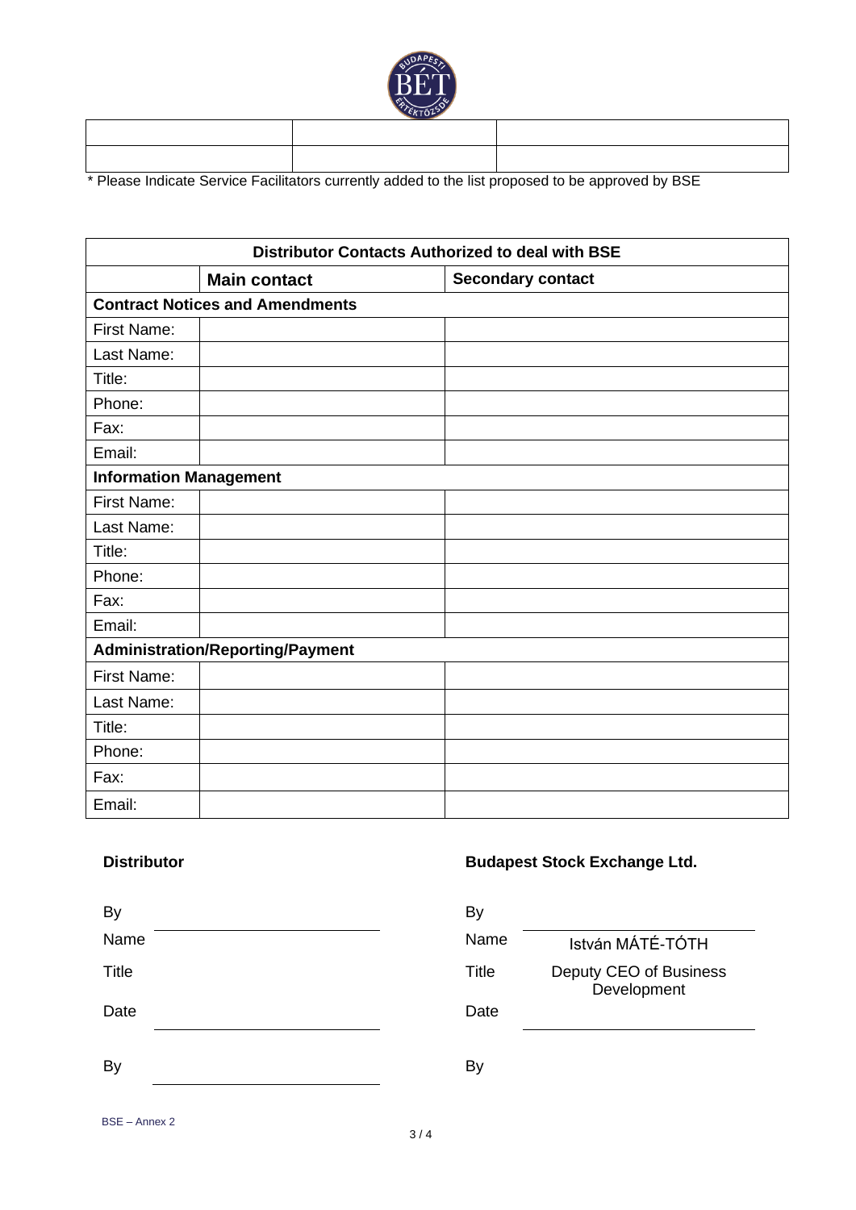| | | |
|---|---|---|
| | | |
| | | |

* Please Indicate Service Facilitators currently added to the list proposed to be approved by BSE

| Distributor Contacts Authorized to deal with BSE | | |
|---|---|---|
| | **Main contact** | **Secondary contact** |
| **Contract Notices and Amendments** | | |
| First Name: | | |
| Last Name: | | |
| Title: | | |
| Phone: | | |
| Fax: | | |
| Email: | | |
| **Information Management** | | |
| First Name: | | |
| Last Name: | | |
| Title: | | |
| Phone: | | |
| Fax: | | |
| Email: | | |
| **Administration/Reporting/Payment** | | |
| First Name: | | |
| Last Name: | | |
| Title: | | |
| Phone: | | |
| Fax: | | |
| Email: | | |

| **Distributor** | | **Budapest Stock Exchange Ltd.** | |
|---|---|---|---|
| By | ____________________ | By | ____________________ |
| Name | | Name | István MÁTÉ-TÓTH |
| Title | | Title | Deputy CEO of Business Development |
| Date | ____________________ | Date | ____________________ |
| By | ____________________ | By | |

BSE – Annex 2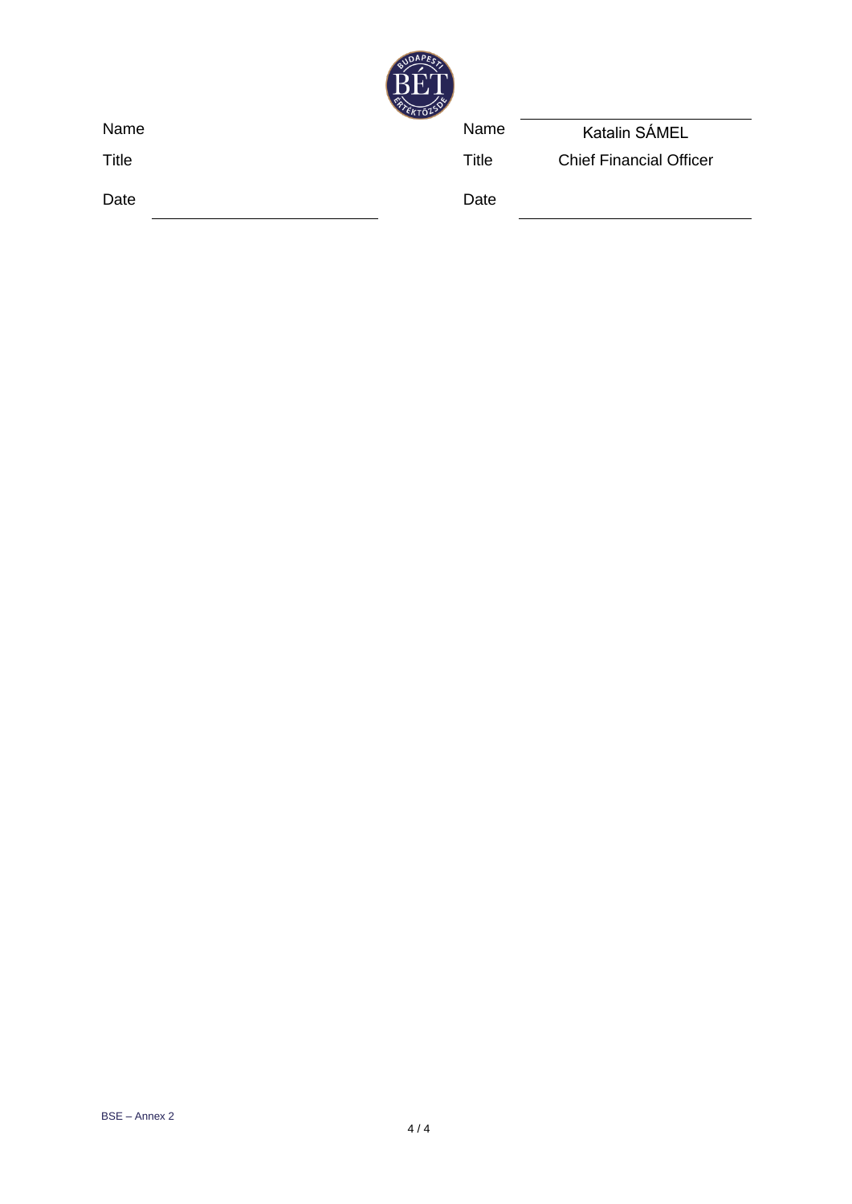| | | | |
|---|---|---|---|
| Name | | Name | Katalin SÁMEL |
| Title | | Title | Chief Financial Officer |
| Date | | Date | |